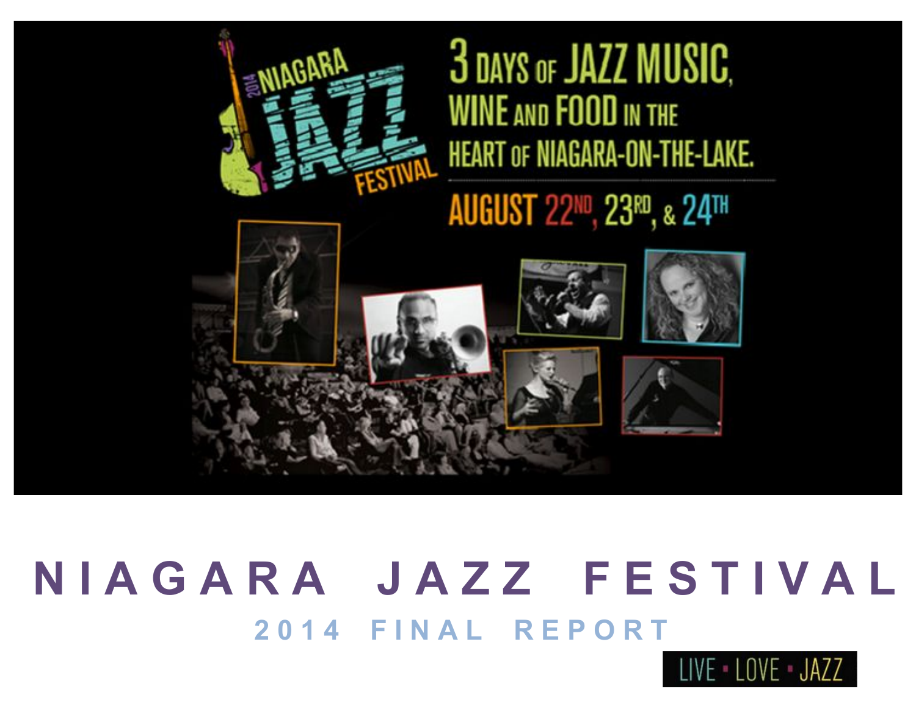2014 NIAGARA JAZZ FESTIVAL

3 DAYS OF JAZZ MUSIC, WINE AND FOOD IN THE HEART OF NIAGARA-ON-THE-LAKE.

AUGUST 22ND, 23RD, & 24TH

# NIAGARA JAZZ FESTIVAL

## 2014 FINAL REPORT

LIVE • LOVE • JAZZ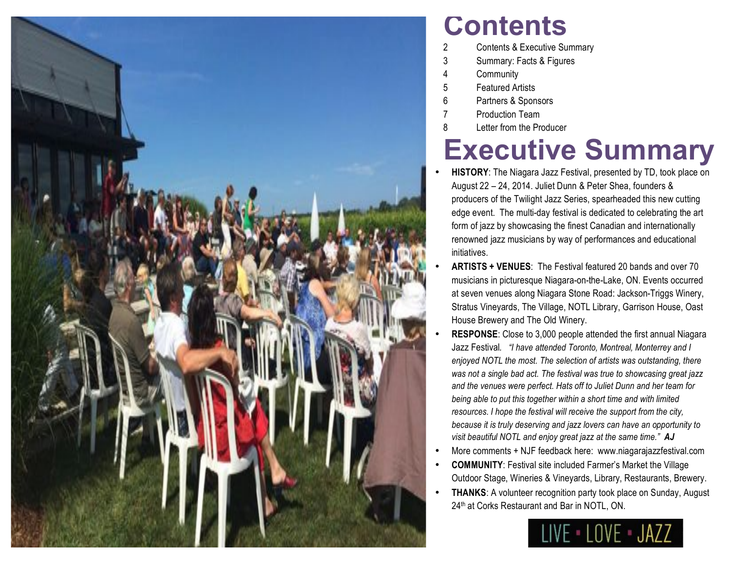# Contents

| | |
|---|---|
| 2 | Contents & Executive Summary |
| 3 | Summary: Facts & Figures |
| 4 | Community |
| 5 | Featured Artists |
| 6 | Partners & Sponsors |
| 7 | Production Team |
| 8 | Letter from the Producer |

# Executive Summary

- **HISTORY**: The Niagara Jazz Festival, presented by TD, took place on August 22 – 24, 2014. Juliet Dunn & Peter Shea, founders & producers of the Twilight Jazz Series, spearheaded this new cutting edge event. The multi-day festival is dedicated to celebrating the art form of jazz by showcasing the finest Canadian and internationally renowned jazz musicians by way of performances and educational initiatives.
- **ARTISTS + VENUES**: The Festival featured 20 bands and over 70 musicians in picturesque Niagara-on-the-Lake, ON. Events occurred at seven venues along Niagara Stone Road: Jackson-Triggs Winery, Stratus Vineyards, The Village, NOTL Library, Garrison House, Oast House Brewery and The Old Winery.
- **RESPONSE**: Close to 3,000 people attended the first annual Niagara Jazz Festival. *"I have attended Toronto, Montreal, Monterrey and I enjoyed NOTL the most. The selection of artists was outstanding, there was not a single bad act. The festival was true to showcasing great jazz and the venues were perfect. Hats off to Juliet Dunn and her team for being able to put this together within a short time and with limited resources. I hope the festival will receive the support from the city, because it is truly deserving and jazz lovers can have an opportunity to visit beautiful NOTL and enjoy great jazz at the same time."* ***AJ***
- More comments + NJF feedback here: www.niagarajazzfestival.com
- **COMMUNITY**: Festival site included Farmer's Market the Village Outdoor Stage, Wineries & Vineyards, Library, Restaurants, Brewery.
- **THANKS**: A volunteer recognition party took place on Sunday, August 24th at Corks Restaurant and Bar in NOTL, ON.

LIVE • LOVE • JAZZ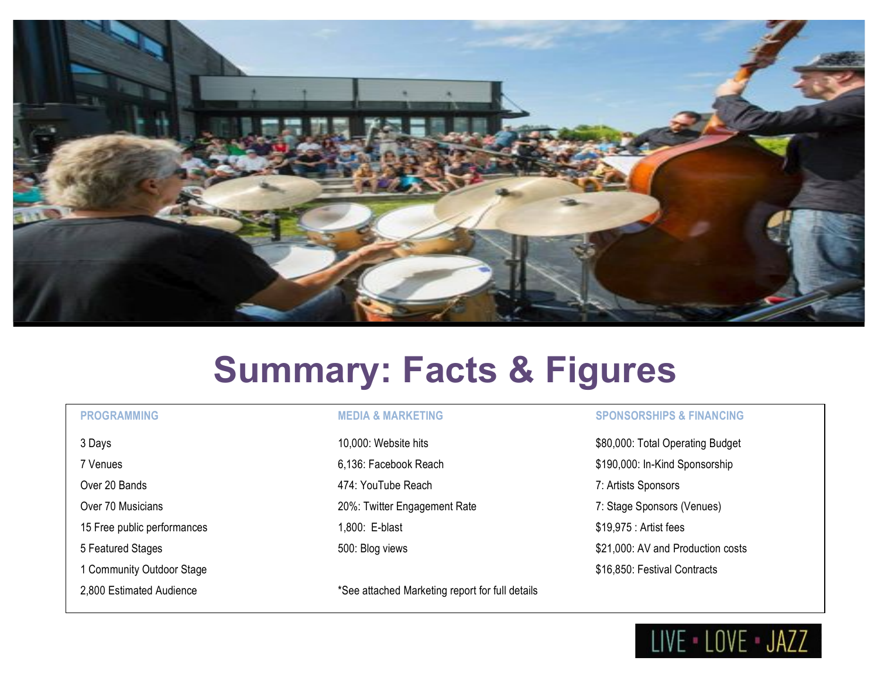# Summary: Facts & Figures

| PROGRAMMING | MEDIA & MARKETING | SPONSORSHIPS & FINANCING |
|---|---|---|
| 3 Days | 10,000: Website hits | $80,000: Total Operating Budget |
| 7 Venues | 6,136: Facebook Reach | $190,000: In-Kind Sponsorship |
| Over 20 Bands | 474: YouTube Reach | 7: Artists Sponsors |
| Over 70 Musicians | 20%: Twitter Engagement Rate | 7: Stage Sponsors (Venues) |
| 15 Free public performances | 1,800: E-blast | $19,975 : Artist fees |
| 5 Featured Stages | 500: Blog views | $21,000: AV and Production costs |
| 1 Community Outdoor Stage | | $16,850: Festival Contracts |
| 2,800 Estimated Audience | *See attached Marketing report for full details | |

LIVE • LOVE • JAZZ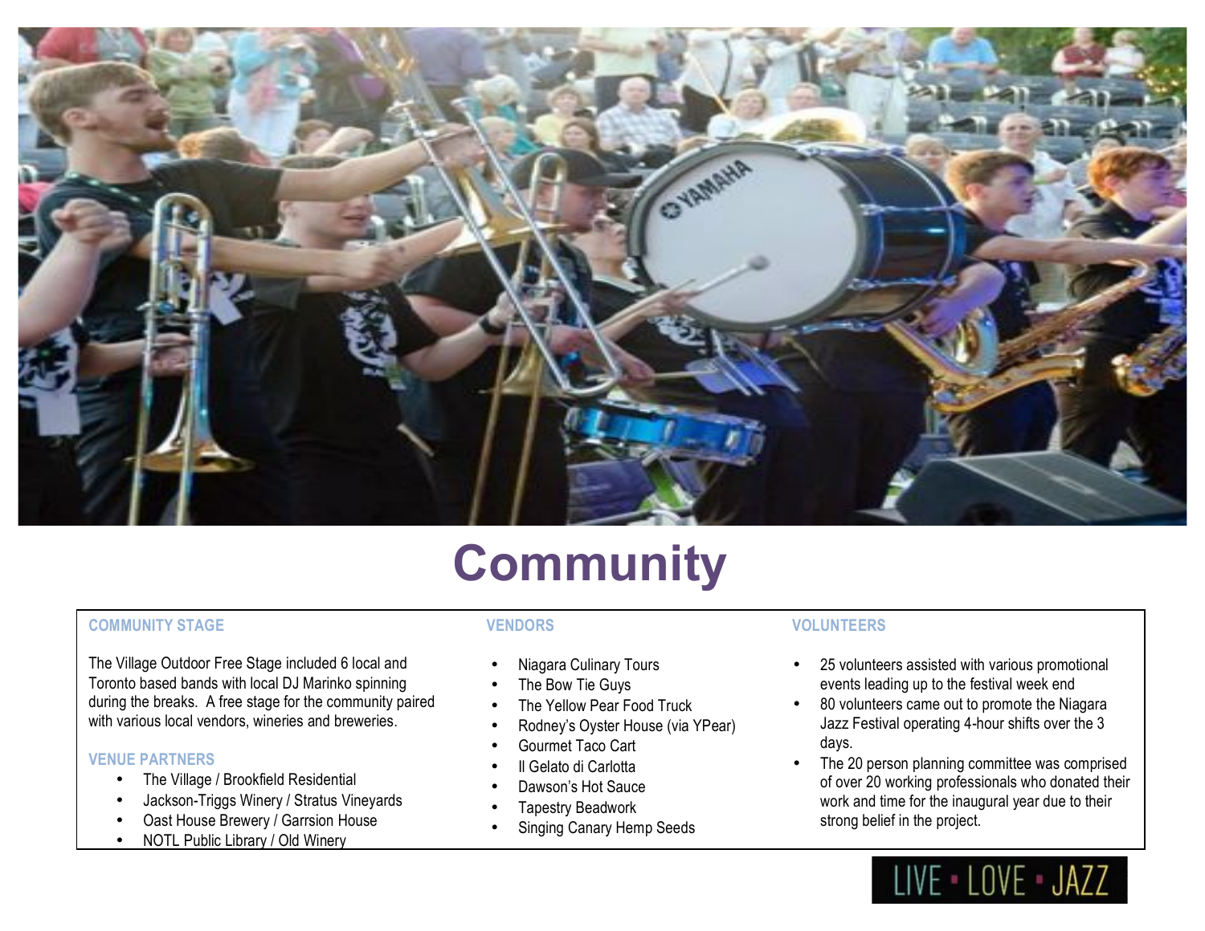# Community

### COMMUNITY STAGE

The Village Outdoor Free Stage included 6 local and Toronto based bands with local DJ Marinko spinning during the breaks. A free stage for the community paired with various local vendors, wineries and breweries.

### VENUE PARTNERS

- The Village / Brookfield Residential
- Jackson-Triggs Winery / Stratus Vineyards
- Oast House Brewery / Garrsion House
- NOTL Public Library / Old Winery

### VENDORS

- Niagara Culinary Tours
- The Bow Tie Guys
- The Yellow Pear Food Truck
- Rodney's Oyster House (via YPear)
- Gourmet Taco Cart
- Il Gelato di Carlotta
- Dawson's Hot Sauce
- Tapestry Beadwork
- Singing Canary Hemp Seeds

### VOLUNTEERS

- 25 volunteers assisted with various promotional events leading up to the festival week end
- 80 volunteers came out to promote the Niagara Jazz Festival operating 4-hour shifts over the 3 days.
- The 20 person planning committee was comprised of over 20 working professionals who donated their work and time for the inaugural year due to their strong belief in the project.

LIVE • LOVE • JAZZ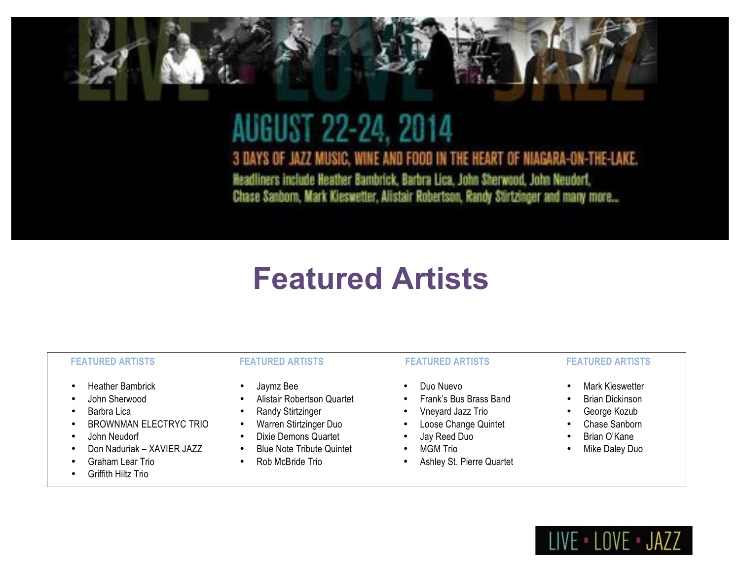LIVE LOVE JAZZ

AUGUST 22-24, 2014

3 DAYS OF JAZZ MUSIC, WINE AND FOOD IN THE HEART OF NIAGARA-ON-THE-LAKE.

Headliners include Heather Bambrick, Barbra Lica, John Sherwood, John Neudorf, Chase Sanborn, Mark Kieswetter, Alistair Robertson, Randy Stirtzinger and many more...

# Featured Artists

| FEATURED ARTISTS | FEATURED ARTISTS | FEATURED ARTISTS | FEATURED ARTISTS |
|---|---|---|---|
| • Heather Bambrick | • Jaymz Bee | • Duo Nuevo | • Mark Kieswetter |
| • John Sherwood | • Alistair Robertson Quartet | • Frank's Bus Brass Band | • Brian Dickinson |
| • Barbra Lica | • Randy Stirtzinger | • Vneyard Jazz Trio | • George Kozub |
| • BROWNMAN ELECTRYC TRIO | • Warren Stirtzinger Duo | • Loose Change Quintet | • Chase Sanborn |
| • John Neudorf | • Dixie Demons Quartet | • Jay Reed Duo | • Brian O'Kane |
| • Don Naduriak – XAVIER JAZZ | • Blue Note Tribute Quintet | • MGM Trio | • Mike Daley Duo |
| • Graham Lear Trio | • Rob McBride Trio | • Ashley St. Pierre Quartet | |
| • Griffith Hiltz Trio | | | |

LIVE ▪ LOVE ▪ JAZZ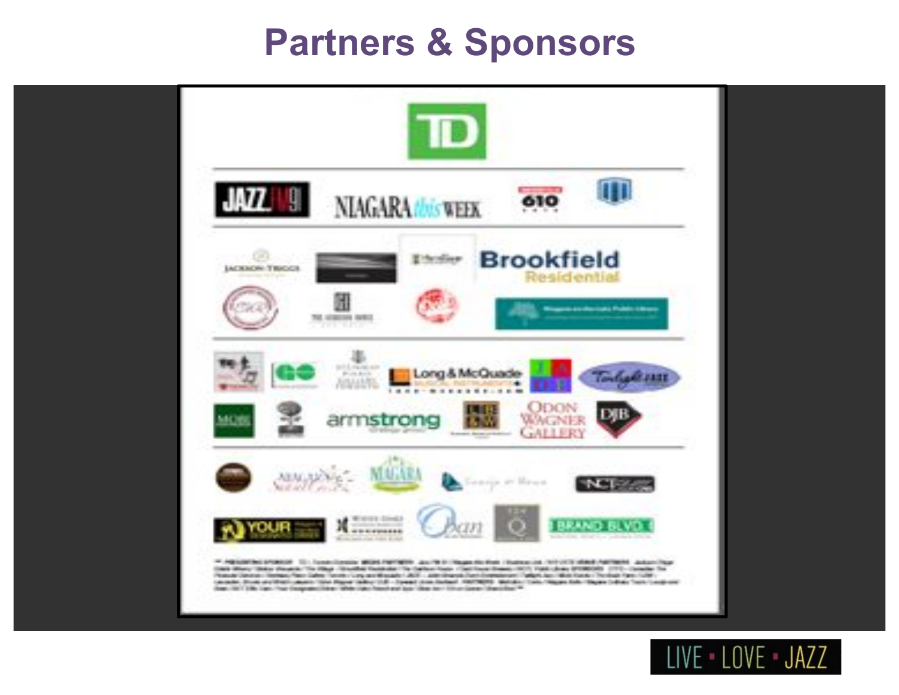# Partners & Sponsors

LIVE • LOVE • JAZZ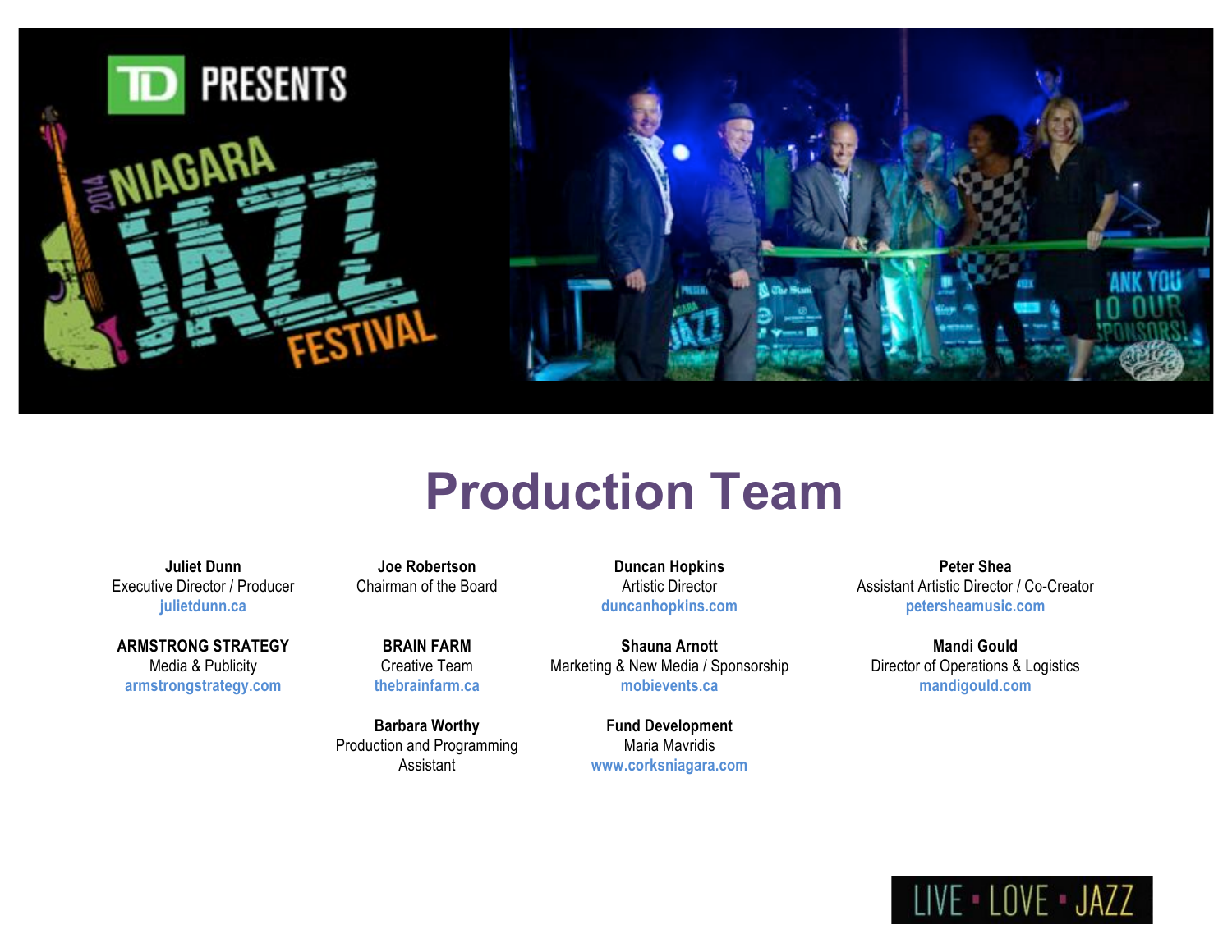# Production Team

**Juliet Dunn**
Executive Director / Producer
julietdunn.ca

**Joe Robertson**
Chairman of the Board

**Duncan Hopkins**
Artistic Director
duncanhopkins.com

**Peter Shea**
Assistant Artistic Director / Co-Creator
petersheamusic.com

**ARMSTRONG STRATEGY**
Media & Publicity
armstrongstrategy.com

**BRAIN FARM**
Creative Team
thebrainfarm.ca

**Shauna Arnott**
Marketing & New Media / Sponsorship
mobievents.ca

**Mandi Gould**
Director of Operations & Logistics
mandigould.com

**Barbara Worthy**
Production and Programming Assistant

**Fund Development**
Maria Mavridis
www.corksniagara.com

LIVE • LOVE • JAZZ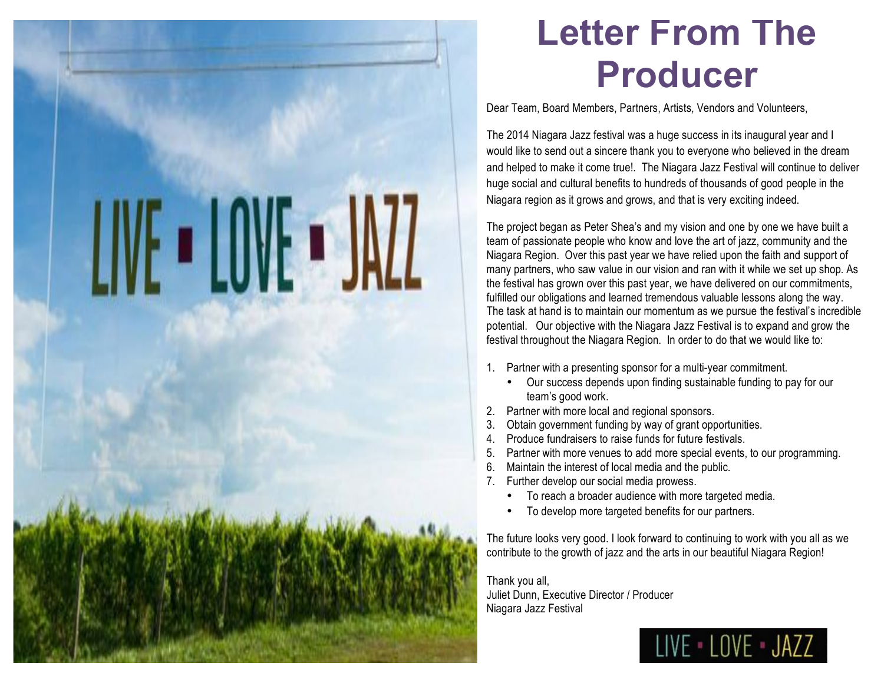# Letter From The Producer

Dear Team, Board Members, Partners, Artists, Vendors and Volunteers,

The 2014 Niagara Jazz festival was a huge success in its inaugural year and I would like to send out a sincere thank you to everyone who believed in the dream and helped to make it come true!. The Niagara Jazz Festival will continue to deliver huge social and cultural benefits to hundreds of thousands of good people in the Niagara region as it grows and grows, and that is very exciting indeed.

The project began as Peter Shea's and my vision and one by one we have built a team of passionate people who know and love the art of jazz, community and the Niagara Region. Over this past year we have relied upon the faith and support of many partners, who saw value in our vision and ran with it while we set up shop. As the festival has grown over this past year, we have delivered on our commitments, fulfilled our obligations and learned tremendous valuable lessons along the way. The task at hand is to maintain our momentum as we pursue the festival's incredible potential. Our objective with the Niagara Jazz Festival is to expand and grow the festival throughout the Niagara Region. In order to do that we would like to:

1. Partner with a presenting sponsor for a multi-year commitment.
   - Our success depends upon finding sustainable funding to pay for our team's good work.
2. Partner with more local and regional sponsors.
3. Obtain government funding by way of grant opportunities.
4. Produce fundraisers to raise funds for future festivals.
5. Partner with more venues to add more special events, to our programming.
6. Maintain the interest of local media and the public.
7. Further develop our social media prowess.
   - To reach a broader audience with more targeted media.
   - To develop more targeted benefits for our partners.

The future looks very good. I look forward to continuing to work with you all as we contribute to the growth of jazz and the arts in our beautiful Niagara Region!

Thank you all,
Juliet Dunn, Executive Director / Producer
Niagara Jazz Festival